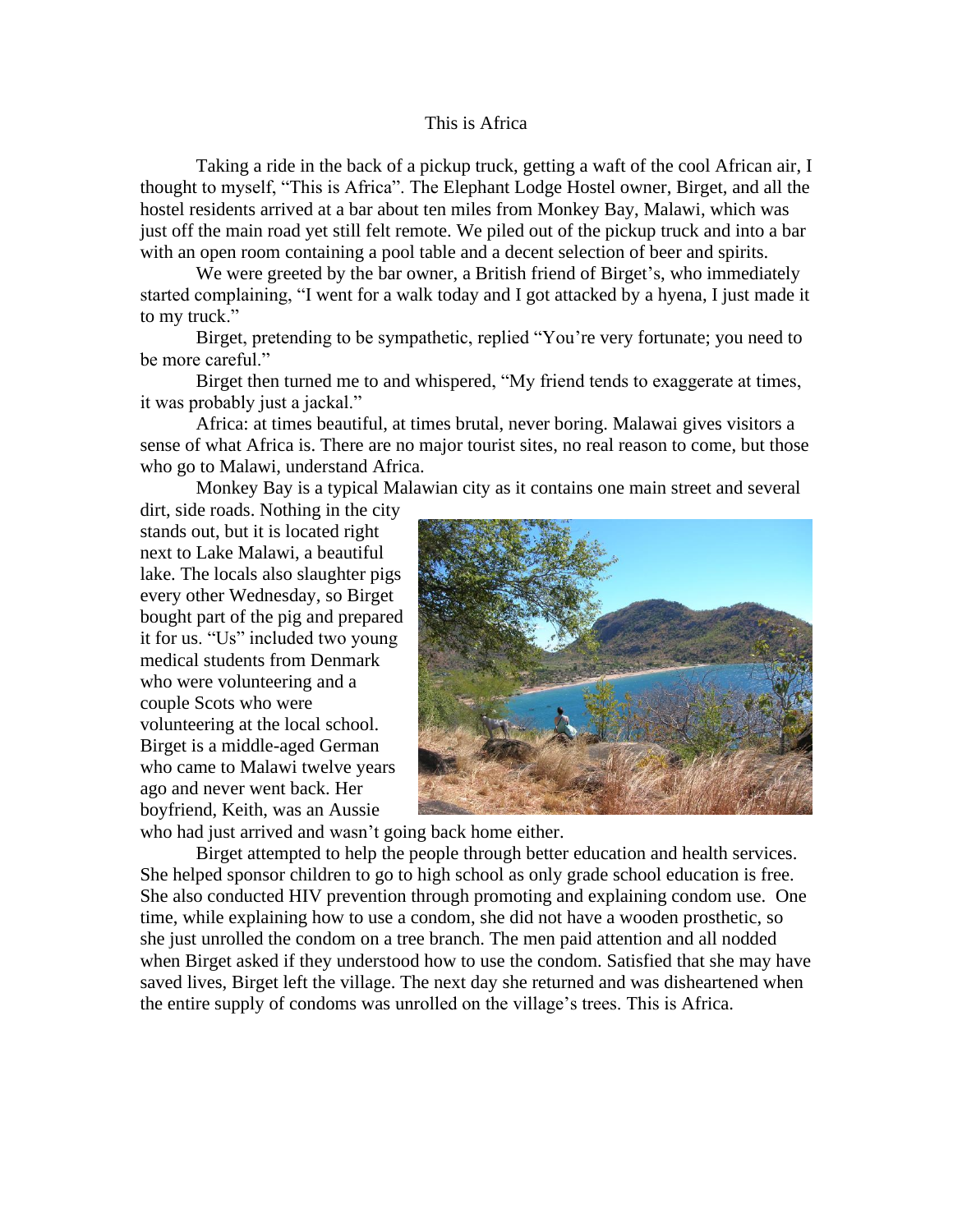# This is Africa

Taking a ride in the back of a pickup truck, getting a waft of the cool African air, I thought to myself, "This is Africa". The Elephant Lodge Hostel owner, Birget, and all the hostel residents arrived at a bar about ten miles from Monkey Bay, Malawi, which was just off the main road yet still felt remote. We piled out of the pickup truck and into a bar with an open room containing a pool table and a decent selection of beer and spirits.

We were greeted by the bar owner, a British friend of Birget's, who immediately started complaining, "I went for a walk today and I got attacked by a hyena, I just made it to my truck."

Birget, pretending to be sympathetic, replied "You're very fortunate; you need to be more careful."

Birget then turned me to and whispered, "My friend tends to exaggerate at times, it was probably just a jackal."

Africa: at times beautiful, at times brutal, never boring. Malawai gives visitors a sense of what Africa is. There are no major tourist sites, no real reason to come, but those who go to Malawi, understand Africa.

Monkey Bay is a typical Malawian city as it contains one main street and several dirt, side roads. Nothing in the city stands out, but it is located right next to Lake Malawi, a beautiful lake. The locals also slaughter pigs every other Wednesday, so Birget bought part of the pig and prepared it for us. "Us" included two young medical students from Denmark who were volunteering and a couple Scots who were volunteering at the local school. Birget is a middle-aged German who came to Malawi twelve years ago and never went back. Her boyfriend, Keith, was an Aussie who had just arrived and wasn't going back home either.

Birget attempted to help the people through better education and health services. She helped sponsor children to go to high school as only grade school education is free. She also conducted HIV prevention through promoting and explaining condom use. One time, while explaining how to use a condom, she did not have a wooden prosthetic, so she just unrolled the condom on a tree branch. The men paid attention and all nodded when Birget asked if they understood how to use the condom. Satisfied that she may have saved lives, Birget left the village. The next day she returned and was disheartened when the entire supply of condoms was unrolled on the village's trees. This is Africa.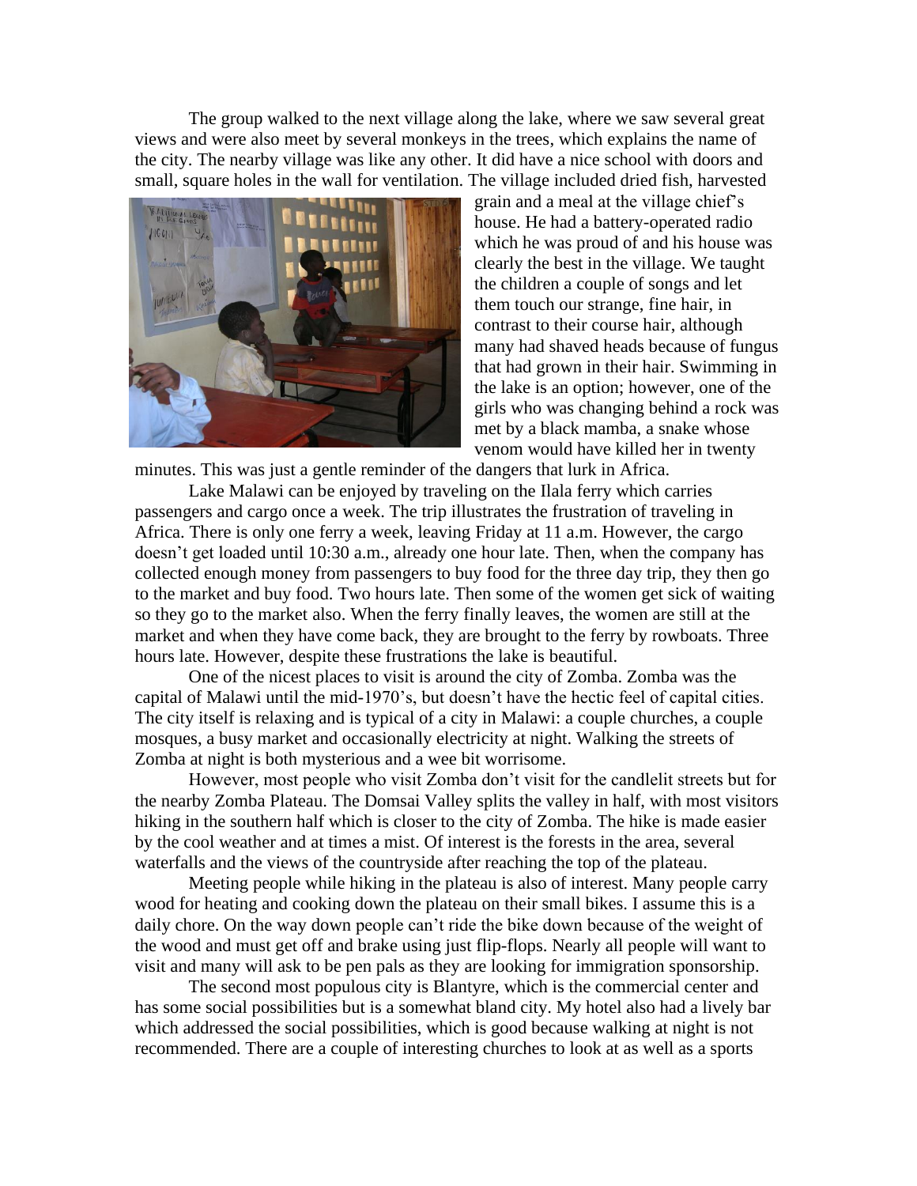The group walked to the next village along the lake, where we saw several great views and were also meet by several monkeys in the trees, which explains the name of the city. The nearby village was like any other. It did have a nice school with doors and small, square holes in the wall for ventilation. The village included dried fish, harvested grain and a meal at the village chief's house. He had a battery-operated radio which he was proud of and his house was clearly the best in the village. We taught the children a couple of songs and let them touch our strange, fine hair, in contrast to their course hair, although many had shaved heads because of fungus that had grown in their hair. Swimming in the lake is an option; however, one of the girls who was changing behind a rock was met by a black mamba, a snake whose venom would have killed her in twenty minutes. This was just a gentle reminder of the dangers that lurk in Africa.

Lake Malawi can be enjoyed by traveling on the Ilala ferry which carries passengers and cargo once a week. The trip illustrates the frustration of traveling in Africa. There is only one ferry a week, leaving Friday at 11 a.m. However, the cargo doesn't get loaded until 10:30 a.m., already one hour late. Then, when the company has collected enough money from passengers to buy food for the three day trip, they then go to the market and buy food. Two hours late. Then some of the women get sick of waiting so they go to the market also. When the ferry finally leaves, the women are still at the market and when they have come back, they are brought to the ferry by rowboats. Three hours late. However, despite these frustrations the lake is beautiful.

One of the nicest places to visit is around the city of Zomba. Zomba was the capital of Malawi until the mid-1970's, but doesn't have the hectic feel of capital cities. The city itself is relaxing and is typical of a city in Malawi: a couple churches, a couple mosques, a busy market and occasionally electricity at night. Walking the streets of Zomba at night is both mysterious and a wee bit worrisome.

However, most people who visit Zomba don't visit for the candlelit streets but for the nearby Zomba Plateau. The Domsai Valley splits the valley in half, with most visitors hiking in the southern half which is closer to the city of Zomba. The hike is made easier by the cool weather and at times a mist. Of interest is the forests in the area, several waterfalls and the views of the countryside after reaching the top of the plateau.

Meeting people while hiking in the plateau is also of interest. Many people carry wood for heating and cooking down the plateau on their small bikes. I assume this is a daily chore. On the way down people can't ride the bike down because of the weight of the wood and must get off and brake using just flip-flops. Nearly all people will want to visit and many will ask to be pen pals as they are looking for immigration sponsorship.

The second most populous city is Blantyre, which is the commercial center and has some social possibilities but is a somewhat bland city. My hotel also had a lively bar which addressed the social possibilities, which is good because walking at night is not recommended. There are a couple of interesting churches to look at as well as a sports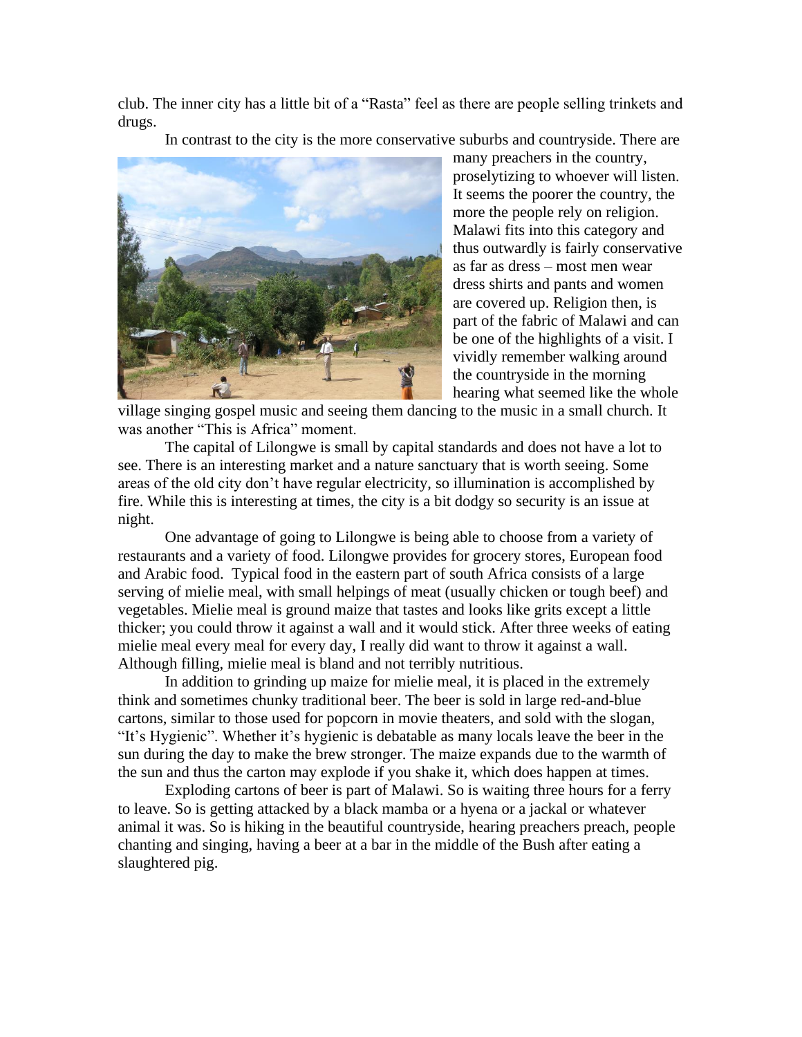club. The inner city has a little bit of a "Rasta" feel as there are people selling trinkets and drugs.

In contrast to the city is the more conservative suburbs and countryside. There are many preachers in the country, proselytizing to whoever will listen. It seems the poorer the country, the more the people rely on religion. Malawi fits into this category and thus outwardly is fairly conservative as far as dress – most men wear dress shirts and pants and women are covered up. Religion then, is part of the fabric of Malawi and can be one of the highlights of a visit. I vividly remember walking around the countryside in the morning hearing what seemed like the whole village singing gospel music and seeing them dancing to the music in a small church. It was another "This is Africa" moment.

The capital of Lilongwe is small by capital standards and does not have a lot to see. There is an interesting market and a nature sanctuary that is worth seeing. Some areas of the old city don't have regular electricity, so illumination is accomplished by fire. While this is interesting at times, the city is a bit dodgy so security is an issue at night.

One advantage of going to Lilongwe is being able to choose from a variety of restaurants and a variety of food. Lilongwe provides for grocery stores, European food and Arabic food. Typical food in the eastern part of south Africa consists of a large serving of mielie meal, with small helpings of meat (usually chicken or tough beef) and vegetables. Mielie meal is ground maize that tastes and looks like grits except a little thicker; you could throw it against a wall and it would stick. After three weeks of eating mielie meal every meal for every day, I really did want to throw it against a wall. Although filling, mielie meal is bland and not terribly nutritious.

In addition to grinding up maize for mielie meal, it is placed in the extremely think and sometimes chunky traditional beer. The beer is sold in large red-and-blue cartons, similar to those used for popcorn in movie theaters, and sold with the slogan, "It's Hygienic". Whether it's hygienic is debatable as many locals leave the beer in the sun during the day to make the brew stronger. The maize expands due to the warmth of the sun and thus the carton may explode if you shake it, which does happen at times.

Exploding cartons of beer is part of Malawi. So is waiting three hours for a ferry to leave. So is getting attacked by a black mamba or a hyena or a jackal or whatever animal it was. So is hiking in the beautiful countryside, hearing preachers preach, people chanting and singing, having a beer at a bar in the middle of the Bush after eating a slaughtered pig.